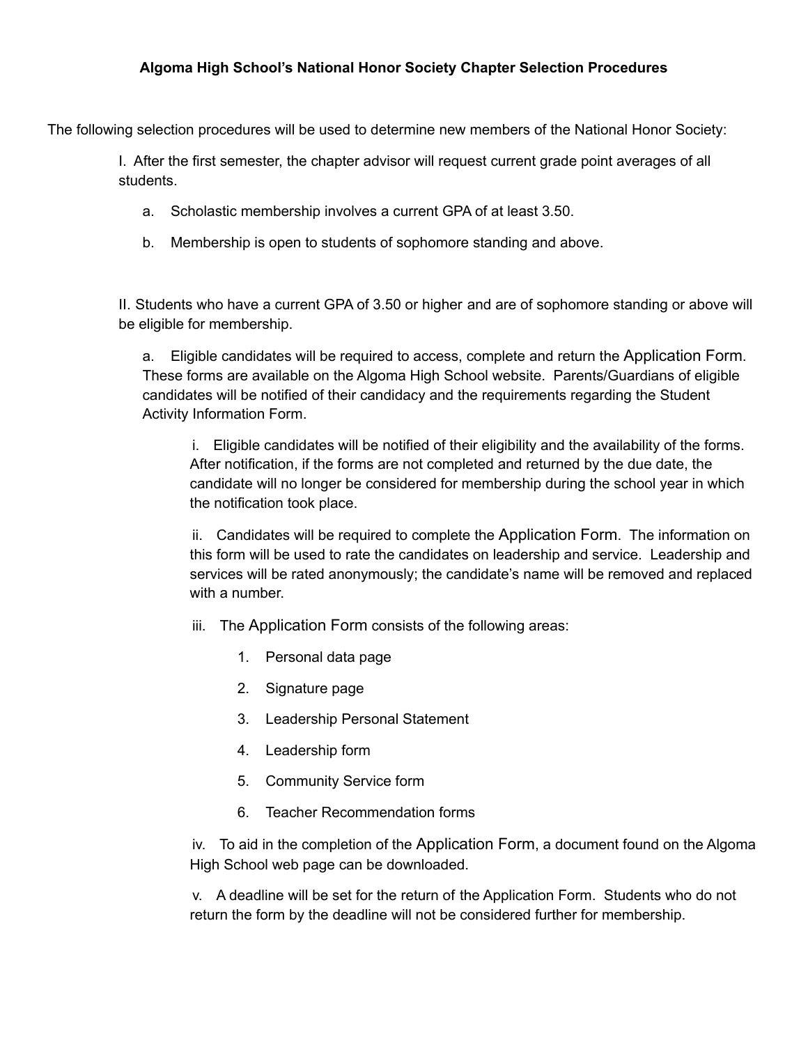**Algoma High School's National Honor Society Chapter Selection Procedures**

The following selection procedures will be used to determine new members of the National Honor Society:

I. After the first semester, the chapter advisor will request current grade point averages of all students.

- a. Scholastic membership involves a current GPA of at least 3.50.
- b. Membership is open to students of sophomore standing and above.

II. Students who have a current GPA of 3.50 or higher and are of sophomore standing or above will be eligible for membership.

- a. Eligible candidates will be required to access, complete and return the Application Form. These forms are available on the Algoma High School website. Parents/Guardians of eligible candidates will be notified of their candidacy and the requirements regarding the Student Activity Information Form.
  - i. Eligible candidates will be notified of their eligibility and the availability of the forms. After notification, if the forms are not completed and returned by the due date, the candidate will no longer be considered for membership during the school year in which the notification took place.
  - ii. Candidates will be required to complete the Application Form. The information on this form will be used to rate the candidates on leadership and service. Leadership and services will be rated anonymously; the candidate's name will be removed and replaced with a number.
  - iii. The Application Form consists of the following areas:
    1. Personal data page
    2. Signature page
    3. Leadership Personal Statement
    4. Leadership form
    5. Community Service form
    6. Teacher Recommendation forms
  - iv. To aid in the completion of the Application Form, a document found on the Algoma High School web page can be downloaded.
  - v. A deadline will be set for the return of the Application Form. Students who do not return the form by the deadline will not be considered further for membership.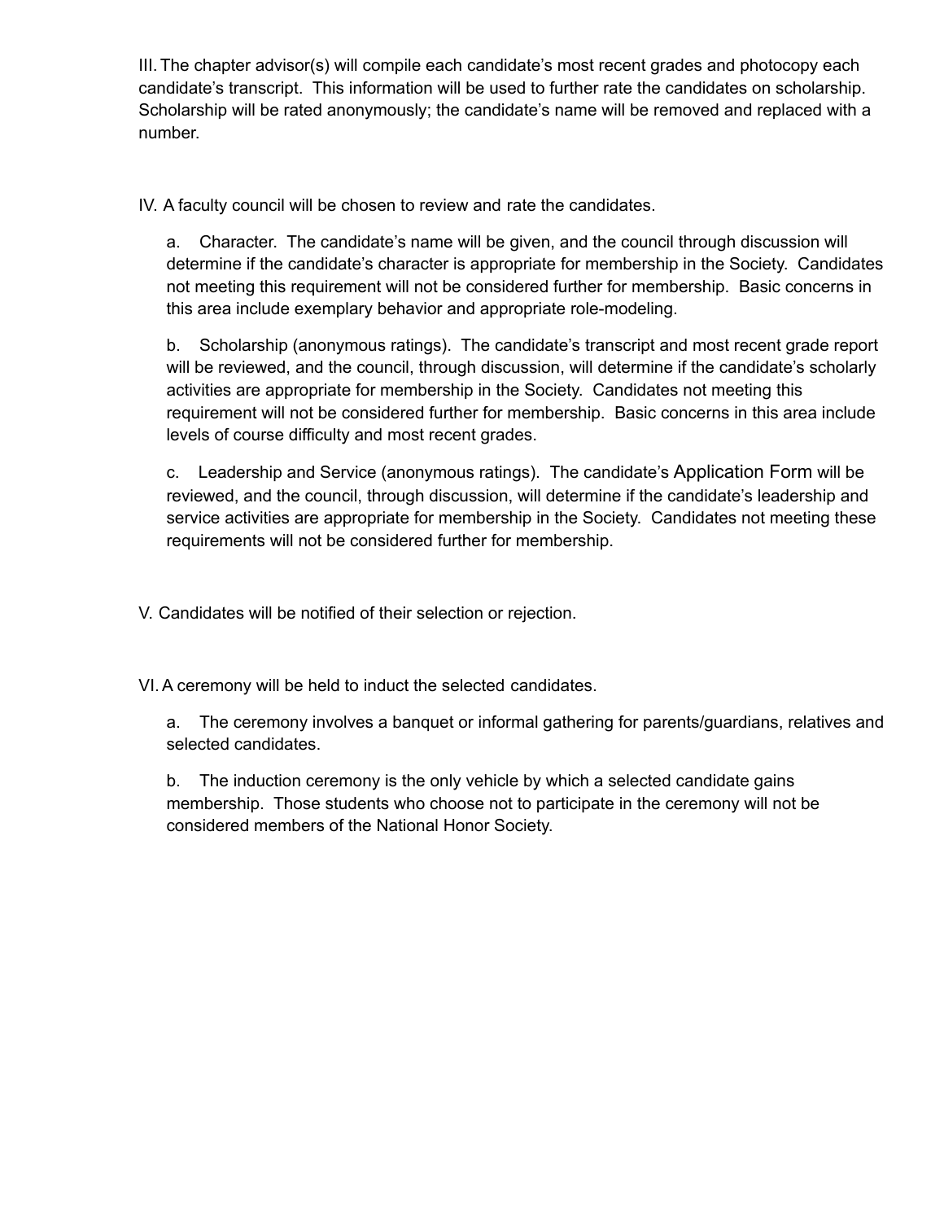III. The chapter advisor(s) will compile each candidate's most recent grades and photocopy each candidate's transcript. This information will be used to further rate the candidates on scholarship. Scholarship will be rated anonymously; the candidate's name will be removed and replaced with a number.

IV. A faculty council will be chosen to review and rate the candidates.

a. Character. The candidate's name will be given, and the council through discussion will determine if the candidate's character is appropriate for membership in the Society. Candidates not meeting this requirement will not be considered further for membership. Basic concerns in this area include exemplary behavior and appropriate role-modeling.

b. Scholarship (anonymous ratings). The candidate's transcript and most recent grade report will be reviewed, and the council, through discussion, will determine if the candidate's scholarly activities are appropriate for membership in the Society. Candidates not meeting this requirement will not be considered further for membership. Basic concerns in this area include levels of course difficulty and most recent grades.

c. Leadership and Service (anonymous ratings). The candidate's Application Form will be reviewed, and the council, through discussion, will determine if the candidate's leadership and service activities are appropriate for membership in the Society. Candidates not meeting these requirements will not be considered further for membership.

V. Candidates will be notified of their selection or rejection.

VI. A ceremony will be held to induct the selected candidates.

a. The ceremony involves a banquet or informal gathering for parents/guardians, relatives and selected candidates.

b. The induction ceremony is the only vehicle by which a selected candidate gains membership. Those students who choose not to participate in the ceremony will not be considered members of the National Honor Society.